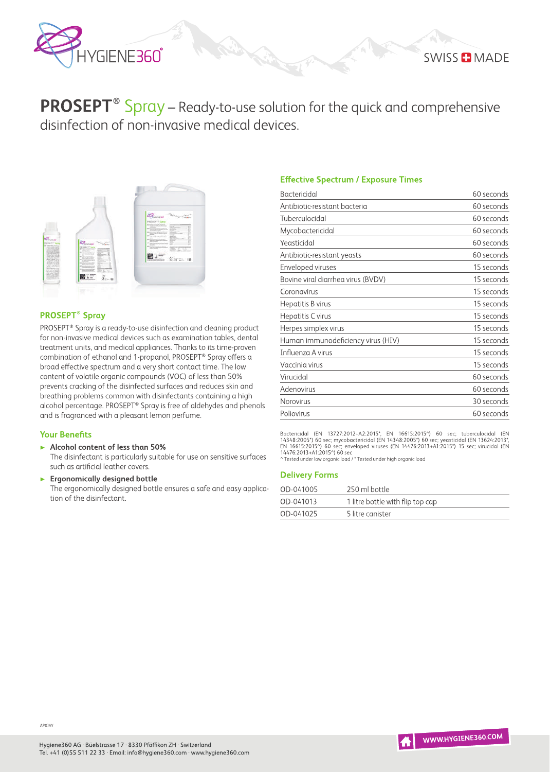# PROSEPT® Spray – Ready-to-use solution for the quick and comprehensive disinfection of non-invasive medical devices.

## PROSEPT® Spray

PROSEPT® Spray is a ready-to-use disinfection and cleaning product for non-invasive medical devices such as examination tables, dental treatment units, and medical appliances. Thanks to its time-proven combination of ethanol and 1-propanol, PROSEPT® Spray offers a broad effective spectrum and a very short contact time. The low content of volatile organic compounds (VOC) of less than 50% prevents cracking of the disinfected surfaces and reduces skin and breathing problems common with disinfectants containing a high alcohol percentage. PROSEPT® Spray is free of aldehydes and phenols and is fragranced with a pleasant lemon perfume.

## Your Benefits

- **Alcohol content of less than 50%**
  The disinfectant is particularly suitable for use on sensitive surfaces such as artificial leather covers.
- **Ergonomically designed bottle**
  The ergonomically designed bottle ensures a safe and easy application of the disinfectant.

## Effective Spectrum / Exposure Times

| | |
|---|---|
| Bactericidal | 60 seconds |
| Antibiotic-resistant bacteria | 60 seconds |
| Tuberculocidal | 60 seconds |
| Mycobactericidal | 60 seconds |
| Yeasticidal | 60 seconds |
| Antibiotic-resistant yeasts | 60 seconds |
| Enveloped viruses | 15 seconds |
| Bovine viral diarrhea virus (BVDV) | 15 seconds |
| Coronavirus | 15 seconds |
| Hepatitis B virus | 15 seconds |
| Hepatitis C virus | 15 seconds |
| Herpes simplex virus | 15 seconds |
| Human immunodeficiency virus (HIV) | 15 seconds |
| Influenza A virus | 15 seconds |
| Vaccinia virus | 15 seconds |
| Virucidal | 60 seconds |
| Adenovirus | 60 seconds |
| Norovirus | 30 seconds |
| Poliovirus | 60 seconds |

Bactericidal (EN 13727:2012+A2:2015*, EN 16615:2015^) 60 sec; tuberculocidal (EN 14348:2005*) 60 sec; mycobactericidal (EN 14348:2005*) 60 sec; yeasticidal (EN 13624:2013*, EN 16615:2015^) 60 sec; enveloped viruses (EN 14476:2013+A1:2015*) 15 sec; virucidal (EN 14476:2013+A1:2015*) 60 sec
^ Tested under low organic load / * Tested under high organic load

## Delivery Forms

| | |
|---|---|
| OD-041005 | 250 ml bottle |
| OD-041013 | 1 litre bottle with flip top cap |
| OD-041025 | 5 litre canister |

AP8JAY

Hygiene360 AG · Büelstrasse 17 · 8330 Pfäffikon ZH · Switzerland
Tel. +41 (0)55 511 22 33 · Email: info@hygiene360.com · www.hygiene360.com

WWW.HYGIENE360.COM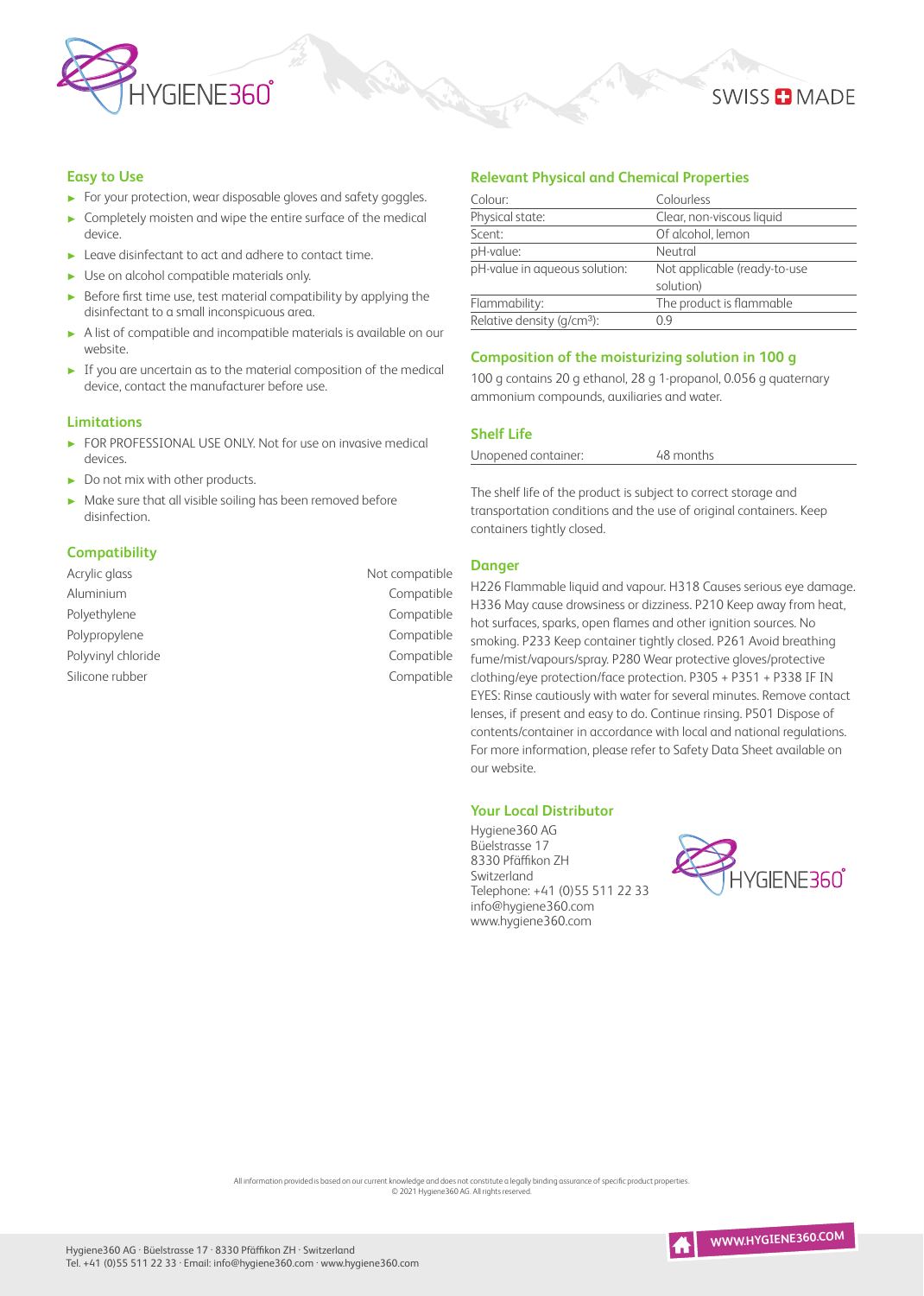## Easy to Use

- For your protection, wear disposable gloves and safety goggles.
- Completely moisten and wipe the entire surface of the medical device.
- Leave disinfectant to act and adhere to contact time.
- Use on alcohol compatible materials only.
- Before first time use, test material compatibility by applying the disinfectant to a small inconspicuous area.
- A list of compatible and incompatible materials is available on our website.
- If you are uncertain as to the material composition of the medical device, contact the manufacturer before use.

## Limitations

- FOR PROFESSIONAL USE ONLY. Not for use on invasive medical devices.
- Do not mix with other products.
- Make sure that all visible soiling has been removed before disinfection.

## Compatibility

| | |
|---|---|
| Acrylic glass | Not compatible |
| Aluminium | Compatible |
| Polyethylene | Compatible |
| Polypropylene | Compatible |
| Polyvinyl chloride | Compatible |
| Silicone rubber | Compatible |

## Relevant Physical and Chemical Properties

| | |
|---|---|
| Colour: | Colourless |
| Physical state: | Clear, non-viscous liquid |
| Scent: | Of alcohol, lemon |
| pH-value: | Neutral |
| pH-value in aqueous solution: | Not applicable (ready-to-use solution) |
| Flammability: | The product is flammable |
| Relative density (g/cm³): | 0.9 |

## Composition of the moisturizing solution in 100 g

100 g contains 20 g ethanol, 28 g 1-propanol, 0.056 g quaternary ammonium compounds, auxiliaries and water.

## Shelf Life

| | |
|---|---|
| Unopened container: | 48 months |

The shelf life of the product is subject to correct storage and transportation conditions and the use of original containers. Keep containers tightly closed.

## Danger

H226 Flammable liquid and vapour. H318 Causes serious eye damage. H336 May cause drowsiness or dizziness. P210 Keep away from heat, hot surfaces, sparks, open flames and other ignition sources. No smoking. P233 Keep container tightly closed. P261 Avoid breathing fume/mist/vapours/spray. P280 Wear protective gloves/protective clothing/eye protection/face protection. P305 + P351 + P338 IF IN EYES: Rinse cautiously with water for several minutes. Remove contact lenses, if present and easy to do. Continue rinsing. P501 Dispose of contents/container in accordance with local and national regulations. For more information, please refer to Safety Data Sheet available on our website.

## Your Local Distributor

Hygiene360 AG
Büelstrasse 17
8330 Pfäffikon ZH
Switzerland
Telephone: +41 (0)55 511 22 33
info@hygiene360.com
www.hygiene360.com

All information provided is based on our current knowledge and does not constitute a legally binding assurance of specific product properties.
© 2021 Hygiene360 AG. All rights reserved.

Hygiene360 AG · Büelstrasse 17 · 8330 Pfäffikon ZH · Switzerland
Tel. +41 (0)55 511 22 33 · Email: info@hygiene360.com · www.hygiene360.com

WWW.HYGIENE360.COM